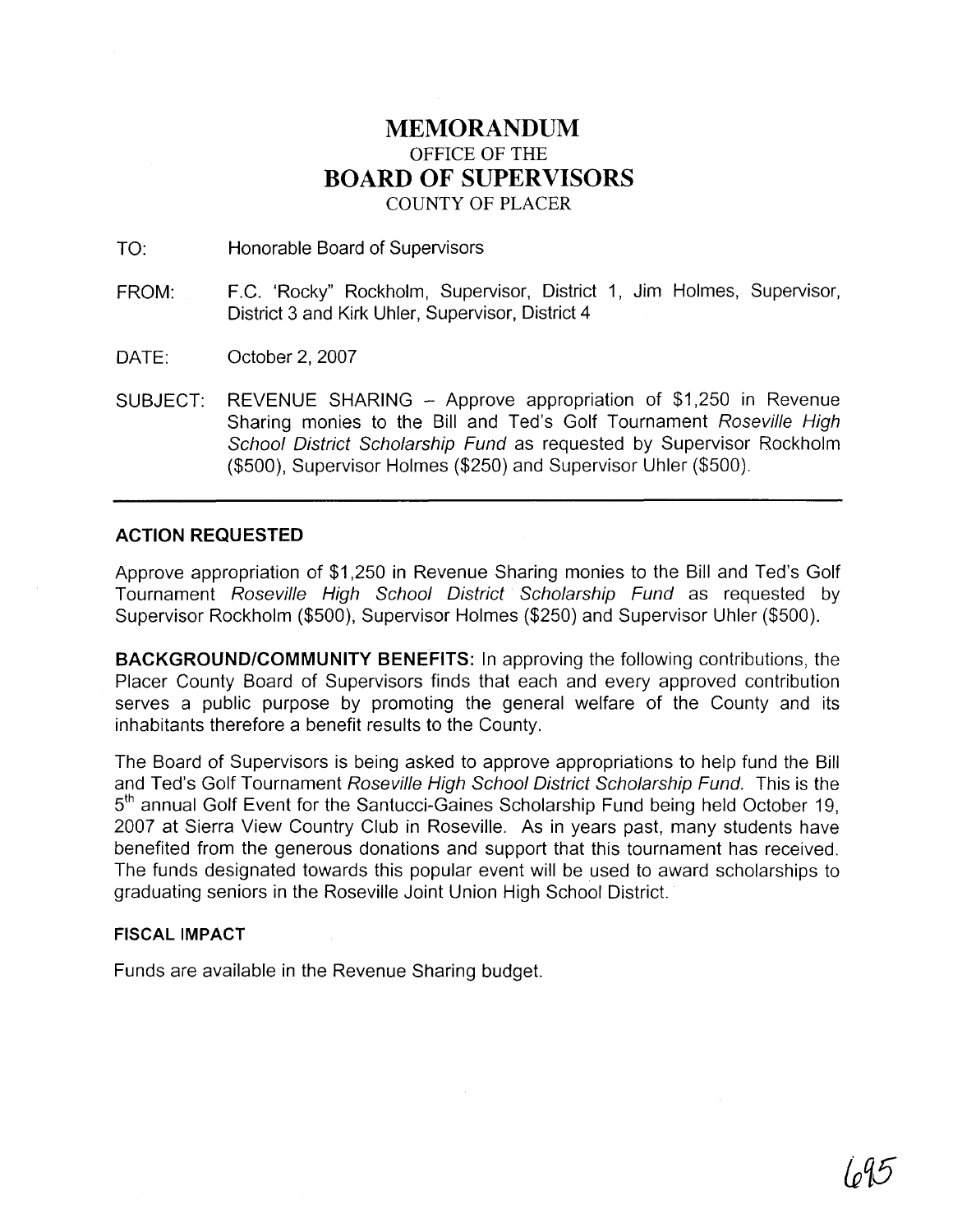# MEMORANDUM

OFFICE OF THE

# BOARD OF SUPERVISORS

COUNTY OF PLACER

TO: Honorable Board of Supervisors

FROM: F.C. 'Rocky" Rockholm, Supervisor, District 1, Jim Holmes, Supervisor, District 3 and Kirk Uhler, Supervisor, District 4

DATE: October 2, 2007

SUBJECT: REVENUE SHARING – Approve appropriation of $1,250 in Revenue Sharing monies to the Bill and Ted's Golf Tournament *Roseville High School District Scholarship Fund* as requested by Supervisor Rockholm ($500), Supervisor Holmes ($250) and Supervisor Uhler ($500).

---

### ACTION REQUESTED

Approve appropriation of $1,250 in Revenue Sharing monies to the Bill and Ted's Golf Tournament *Roseville High School District Scholarship Fund* as requested by Supervisor Rockholm ($500), Supervisor Holmes ($250) and Supervisor Uhler ($500).

**BACKGROUND/COMMUNITY BENEFITS:** In approving the following contributions, the Placer County Board of Supervisors finds that each and every approved contribution serves a public purpose by promoting the general welfare of the County and its inhabitants therefore a benefit results to the County.

The Board of Supervisors is being asked to approve appropriations to help fund the Bill and Ted's Golf Tournament *Roseville High School District Scholarship Fund.* This is the 5th annual Golf Event for the Santucci-Gaines Scholarship Fund being held October 19, 2007 at Sierra View Country Club in Roseville. As in years past, many students have benefited from the generous donations and support that this tournament has received. The funds designated towards this popular event will be used to award scholarships to graduating seniors in the Roseville Joint Union High School District.

### FISCAL IMPACT

Funds are available in the Revenue Sharing budget.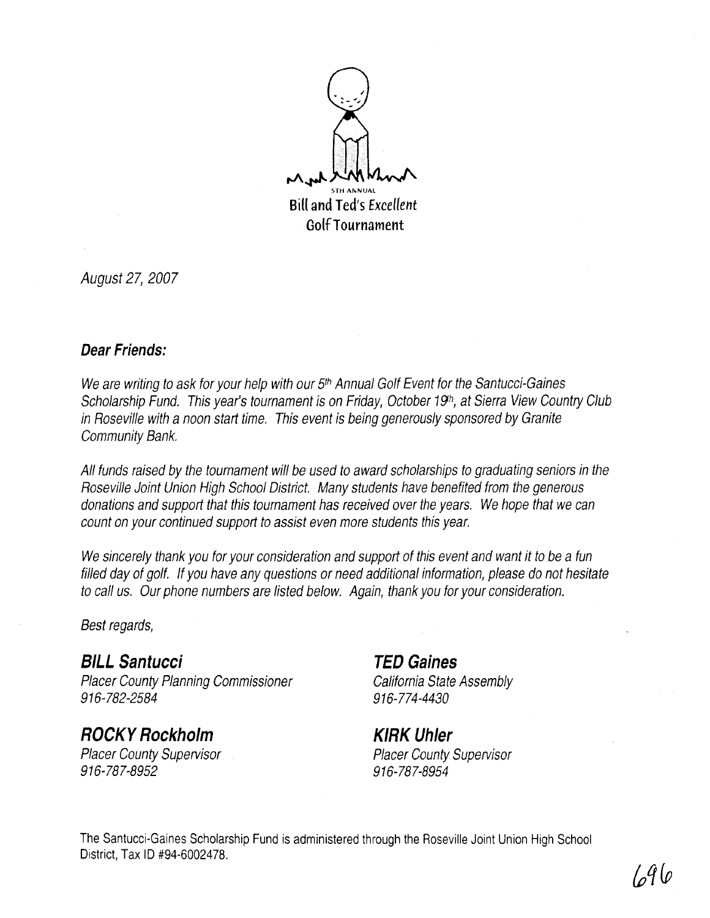5TH ANNUAL

Bill and Ted's *Excellent*

Golf Tournament

*August 27, 2007*

***Dear Friends:***

*We are writing to ask for your help with our 5th Annual Golf Event for the Santucci-Gaines Scholarship Fund. This year's tournament is on Friday, October 19th, at Sierra View Country Club in Roseville with a noon start time. This event is being generously sponsored by Granite Community Bank.*

*All funds raised by the tournament will be used to award scholarships to graduating seniors in the Roseville Joint Union High School District. Many students have benefited from the generous donations and support that this tournament has received over the years. We hope that we can count on your continued support to assist even more students this year.*

*We sincerely thank you for your consideration and support of this event and want it to be a fun filled day of golf. If you have any questions or need additional information, please do not hesitate to call us. Our phone numbers are listed below. Again, thank you for your consideration.*

*Best regards,*

***BILL Santucci***
*Placer County Planning Commissioner*
*916-782-2584*

***TED Gaines***
*California State Assembly*
*916-774-4430*

***ROCKY Rockholm***
*Placer County Supervisor*
*916-787-8952*

***KIRK Uhler***
*Placer County Supervisor*
*916-787-8954*

The Santucci-Gaines Scholarship Fund is administered through the Roseville Joint Union High School District, Tax ID #94-6002478.